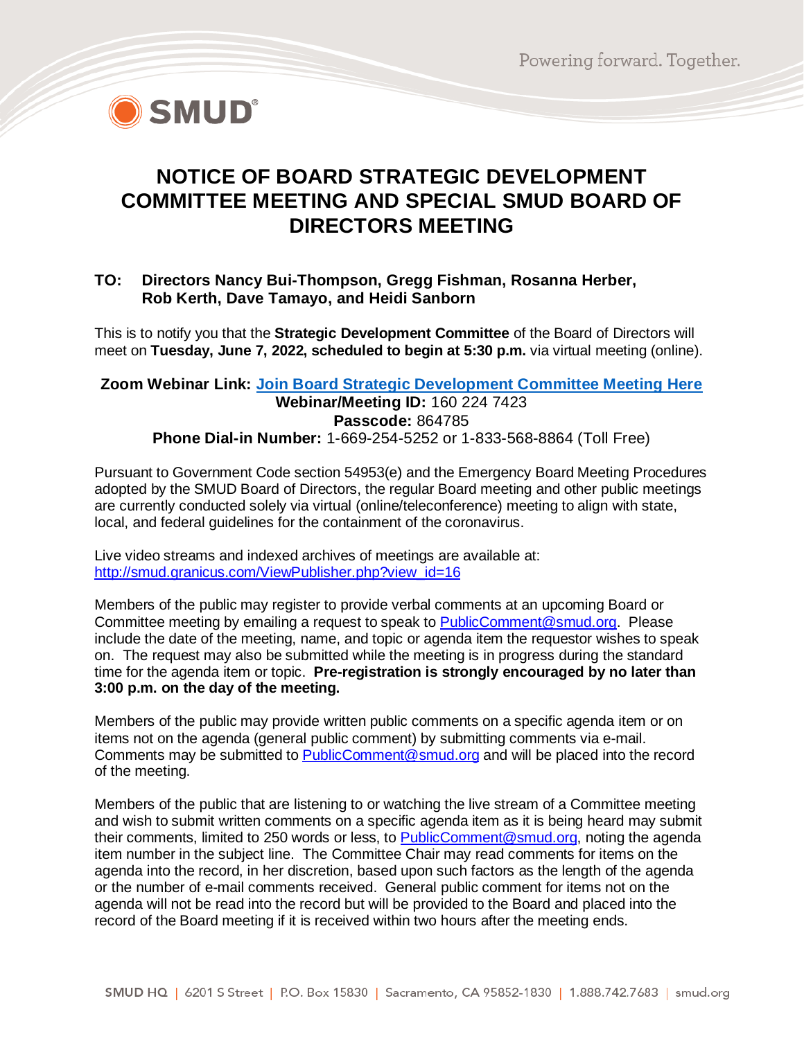# NOTICE OF BOARD STRATEGIC DEVELOPMENT COMMITTEE MEETING AND SPECIAL SMUD BOARD OF DIRECTORS MEETING

**TO: Directors Nancy Bui-Thompson, Gregg Fishman, Rosanna Herber, Rob Kerth, Dave Tamayo, and Heidi Sanborn**

This is to notify you that the **Strategic Development Committee** of the Board of Directors will meet on **Tuesday, June 7, 2022, scheduled to begin at 5:30 p.m.** via virtual meeting (online).

**Zoom Webinar Link: Join Board Strategic Development Committee Meeting Here**
**Webinar/Meeting ID:** 160 224 7423
**Passcode:** 864785
**Phone Dial-in Number:** 1-669-254-5252 or 1-833-568-8864 (Toll Free)

Pursuant to Government Code section 54953(e) and the Emergency Board Meeting Procedures adopted by the SMUD Board of Directors, the regular Board meeting and other public meetings are currently conducted solely via virtual (online/teleconference) meeting to align with state, local, and federal guidelines for the containment of the coronavirus.

Live video streams and indexed archives of meetings are available at: http://smud.granicus.com/ViewPublisher.php?view_id=16

Members of the public may register to provide verbal comments at an upcoming Board or Committee meeting by emailing a request to speak to PublicComment@smud.org. Please include the date of the meeting, name, and topic or agenda item the requestor wishes to speak on. The request may also be submitted while the meeting is in progress during the standard time for the agenda item or topic. **Pre-registration is strongly encouraged by no later than 3:00 p.m. on the day of the meeting.**

Members of the public may provide written public comments on a specific agenda item or on items not on the agenda (general public comment) by submitting comments via e-mail. Comments may be submitted to PublicComment@smud.org and will be placed into the record of the meeting.

Members of the public that are listening to or watching the live stream of a Committee meeting and wish to submit written comments on a specific agenda item as it is being heard may submit their comments, limited to 250 words or less, to PublicComment@smud.org, noting the agenda item number in the subject line. The Committee Chair may read comments for items on the agenda into the record, in her discretion, based upon such factors as the length of the agenda or the number of e-mail comments received. General public comment for items not on the agenda will not be read into the record but will be provided to the Board and placed into the record of the Board meeting if it is received within two hours after the meeting ends.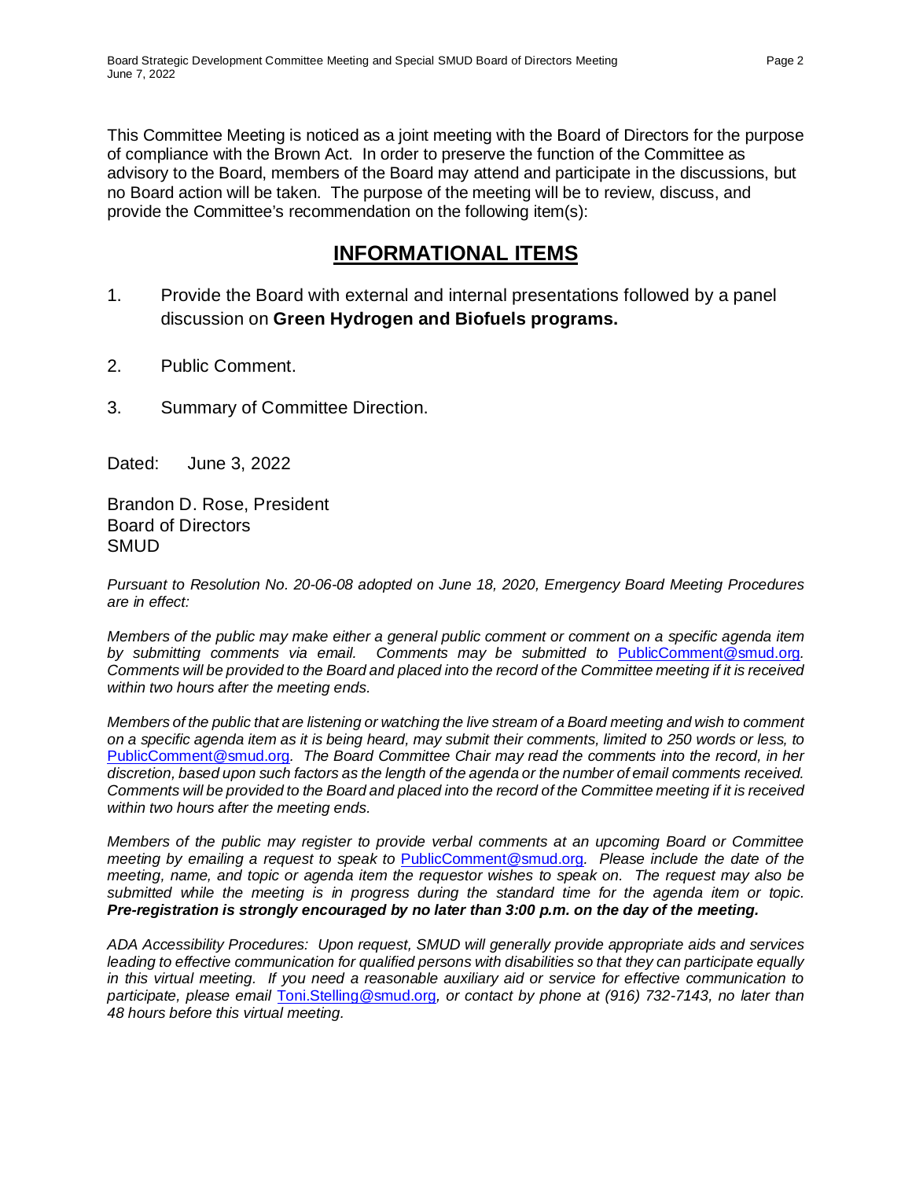This Committee Meeting is noticed as a joint meeting with the Board of Directors for the purpose of compliance with the Brown Act. In order to preserve the function of the Committee as advisory to the Board, members of the Board may attend and participate in the discussions, but no Board action will be taken. The purpose of the meeting will be to review, discuss, and provide the Committee's recommendation on the following item(s):

## INFORMATIONAL ITEMS

1. Provide the Board with external and internal presentations followed by a panel discussion on **Green Hydrogen and Biofuels programs.**

2. Public Comment.

3. Summary of Committee Direction.

Dated: June 3, 2022

Brandon D. Rose, President
Board of Directors
SMUD

*Pursuant to Resolution No. 20-06-08 adopted on June 18, 2020, Emergency Board Meeting Procedures are in effect:*

*Members of the public may make either a general public comment or comment on a specific agenda item by submitting comments via email. Comments may be submitted to PublicComment@smud.org. Comments will be provided to the Board and placed into the record of the Committee meeting if it is received within two hours after the meeting ends.*

*Members of the public that are listening or watching the live stream of a Board meeting and wish to comment on a specific agenda item as it is being heard, may submit their comments, limited to 250 words or less, to PublicComment@smud.org. The Board Committee Chair may read the comments into the record, in her discretion, based upon such factors as the length of the agenda or the number of email comments received. Comments will be provided to the Board and placed into the record of the Committee meeting if it is received within two hours after the meeting ends.*

*Members of the public may register to provide verbal comments at an upcoming Board or Committee meeting by emailing a request to speak to PublicComment@smud.org. Please include the date of the meeting, name, and topic or agenda item the requestor wishes to speak on. The request may also be submitted while the meeting is in progress during the standard time for the agenda item or topic.* ***Pre-registration is strongly encouraged by no later than 3:00 p.m. on the day of the meeting.***

*ADA Accessibility Procedures: Upon request, SMUD will generally provide appropriate aids and services leading to effective communication for qualified persons with disabilities so that they can participate equally in this virtual meeting. If you need a reasonable auxiliary aid or service for effective communication to participate, please email Toni.Stelling@smud.org, or contact by phone at (916) 732-7143, no later than 48 hours before this virtual meeting.*